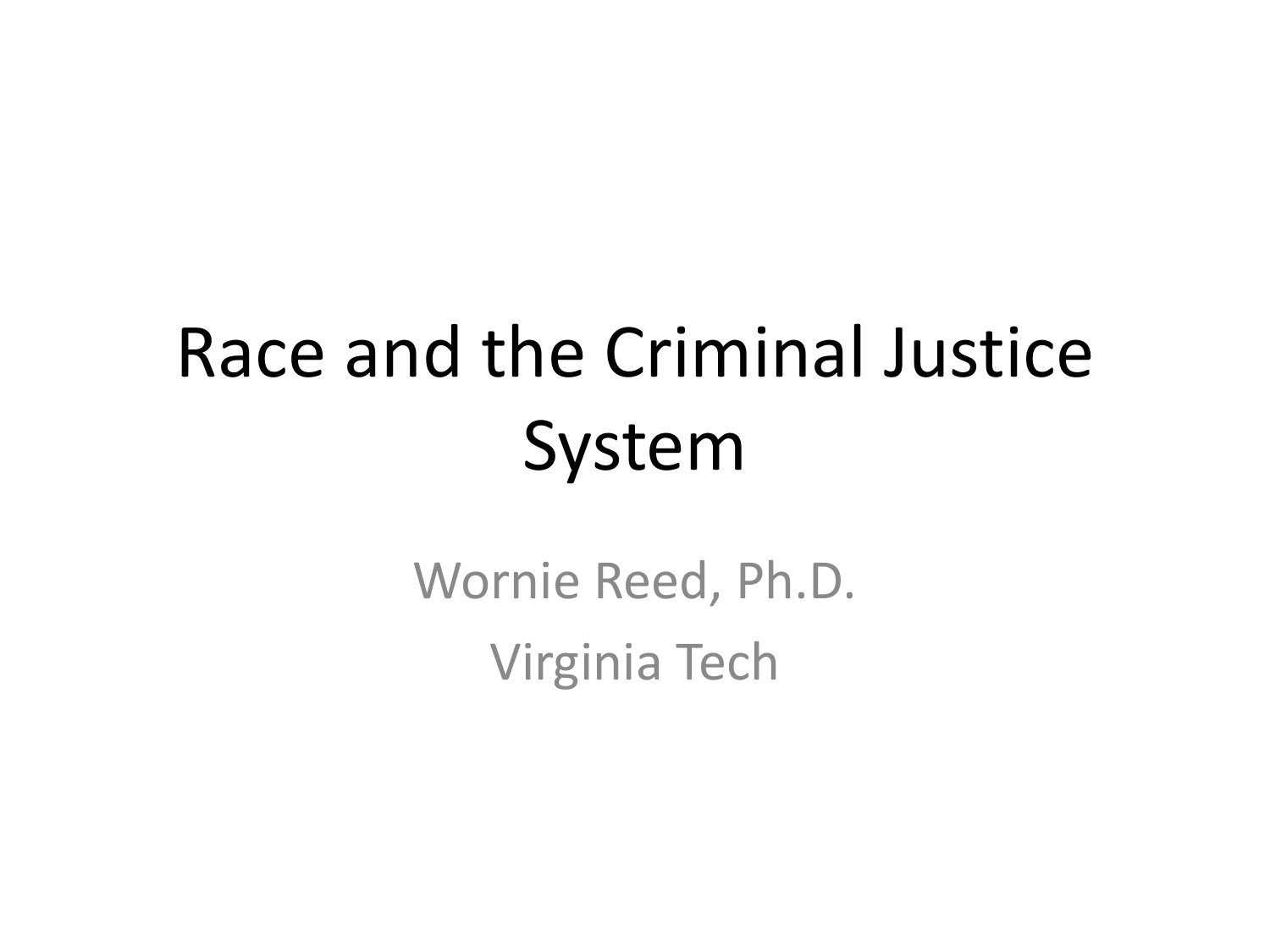# Race and the Criminal Justice System

Wornie Reed, Ph.D.

Virginia Tech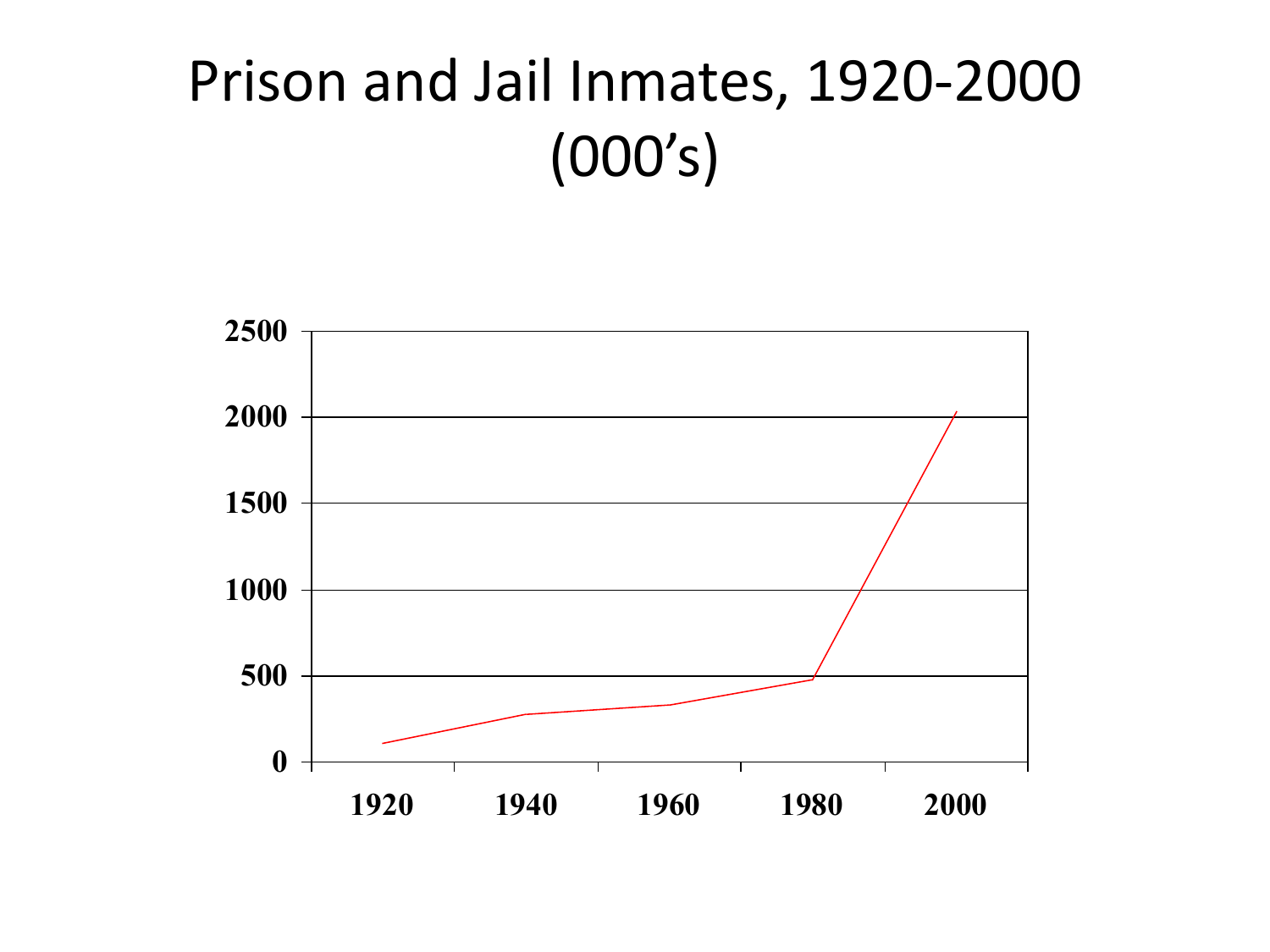# Prison and Jail Inmates, 1920-2000 (000's)

| | 1920 | 1940 | 1960 | 1980 | 2000 |
| --- | --- | --- | --- | --- | --- |
| Y-axis scale | 0 | 500 | 1000 | 1500 | 2000 |

2500

2000

1500

1000

500

0

1920 1940 1960 1980 2000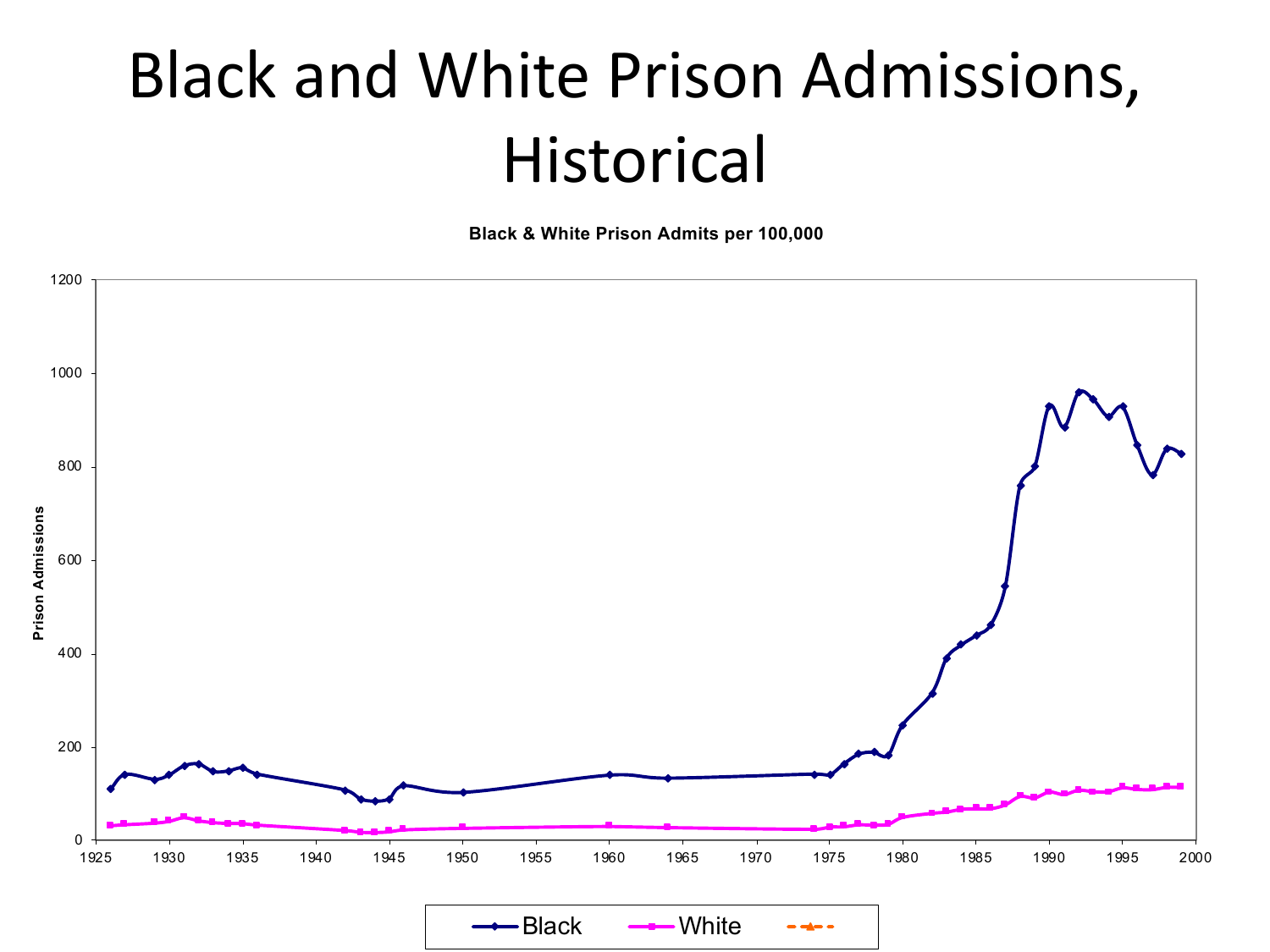# Black and White Prison Admissions, Historical

**Black & White Prison Admits per 100,000**

Prison Admissions

1200
1000
800
600
400
200
0

1925 1930 1935 1940 1945 1950 1955 1960 1965 1970 1975 1980 1985 1990 1995 2000

Black
White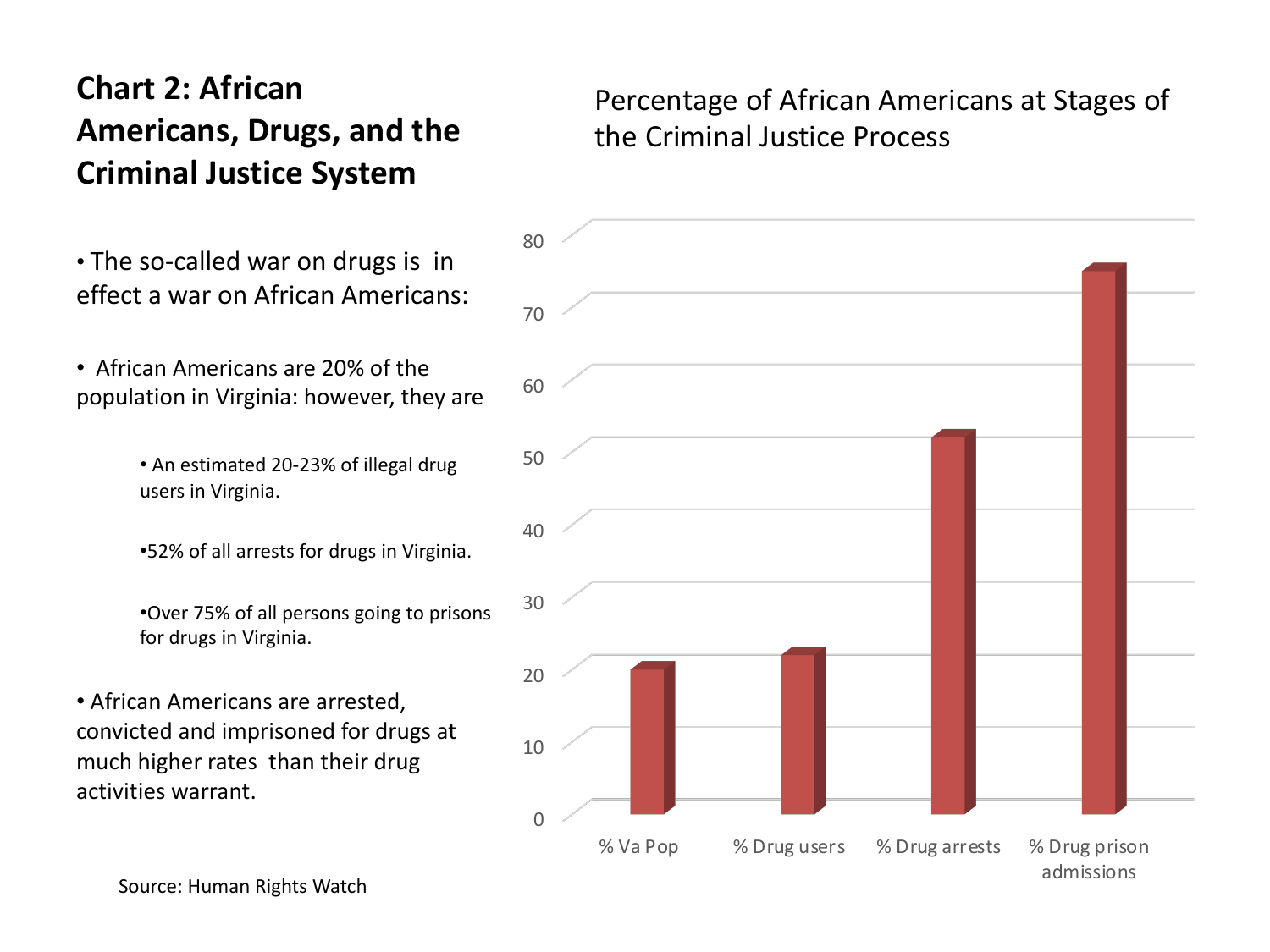# Chart 2: African Americans, Drugs, and the Criminal Justice System

- The so-called war on drugs is in effect a war on African Americans:

- African Americans are 20% of the population in Virginia: however, they are

  - An estimated 20-23% of illegal drug users in Virginia.

  - 52% of all arrests for drugs in Virginia.

  - Over 75% of all persons going to prisons for drugs in Virginia.

- African Americans are arrested, convicted and imprisoned for drugs at much higher rates than their drug activities warrant.

Source: Human Rights Watch

## Percentage of African Americans at Stages of the Criminal Justice Process

| Stage | Percentage |
|---|---|
| % Va Pop | 20 |
| % Drug users | 22 |
| % Drug arrests | 52 |
| % Drug prison admissions | 75 |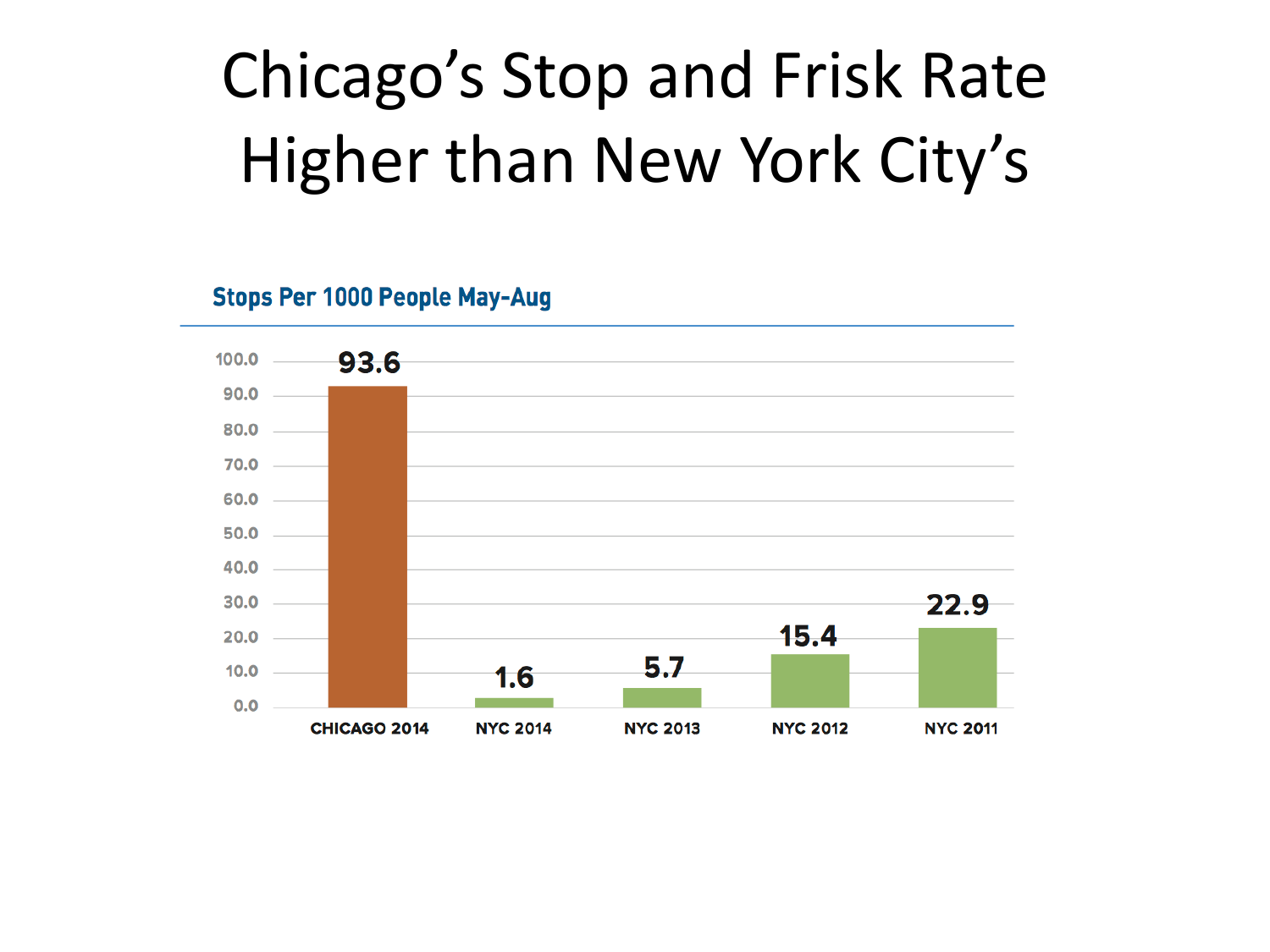# Chicago's Stop and Frisk Rate Higher than New York City's

**Stops Per 1000 People May-Aug**

| | Stops Per 1000 People |
|---|---|
| CHICAGO 2014 | 93.6 |
| NYC 2014 | 1.6 |
| NYC 2013 | 5.7 |
| NYC 2012 | 15.4 |
| NYC 2011 | 22.9 |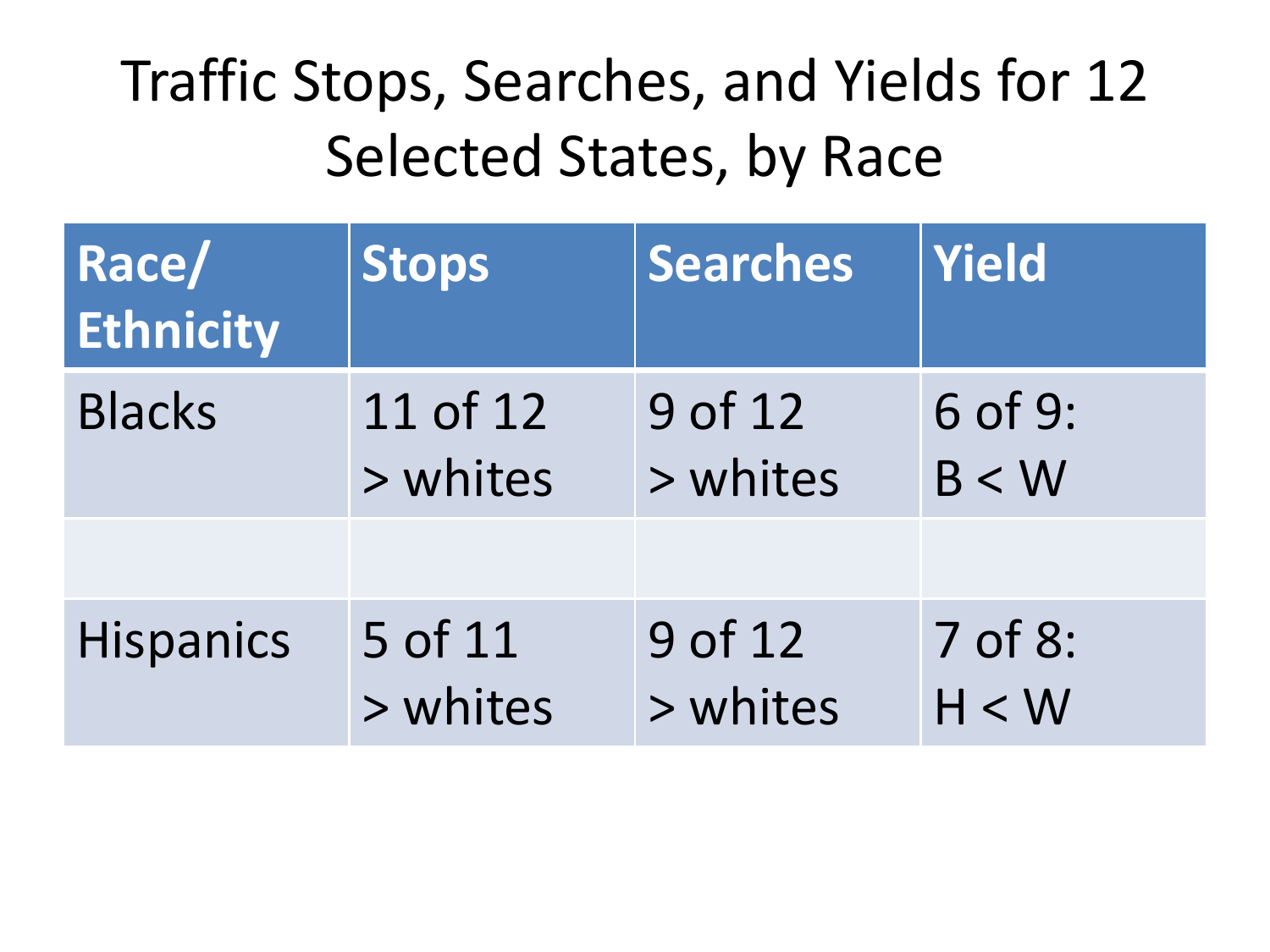# Traffic Stops, Searches, and Yields for 12 Selected States, by Race

| Race/ Ethnicity | Stops | Searches | Yield |
| --- | --- | --- | --- |
| Blacks | 11 of 12 > whites | 9 of 12 > whites | 6 of 9: B < W |
| | | | |
| Hispanics | 5 of 11 > whites | 9 of 12 > whites | 7 of 8: H < W |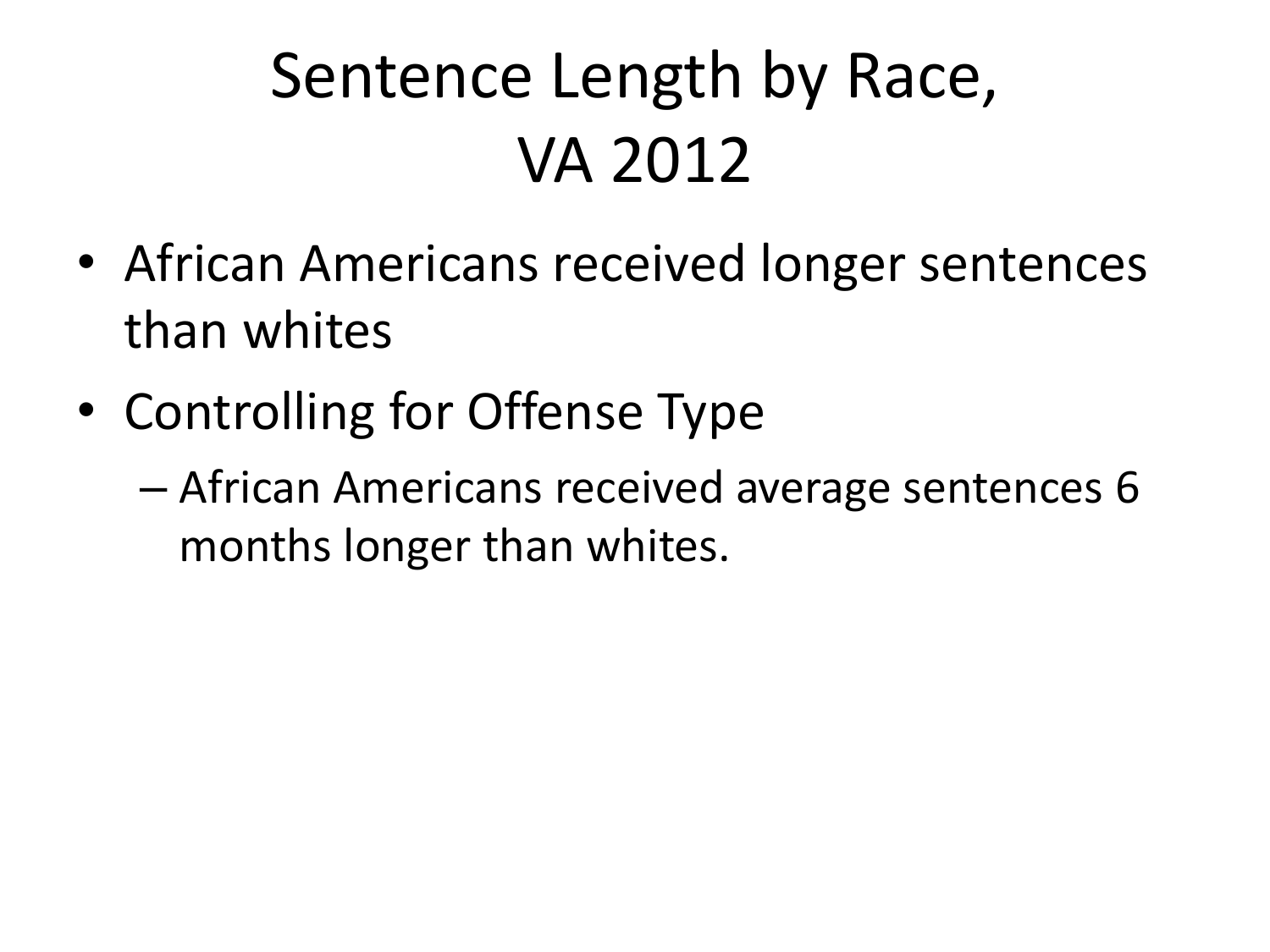# Sentence Length by Race, VA 2012

- African Americans received longer sentences than whites
- Controlling for Offense Type
  - African Americans received average sentences 6 months longer than whites.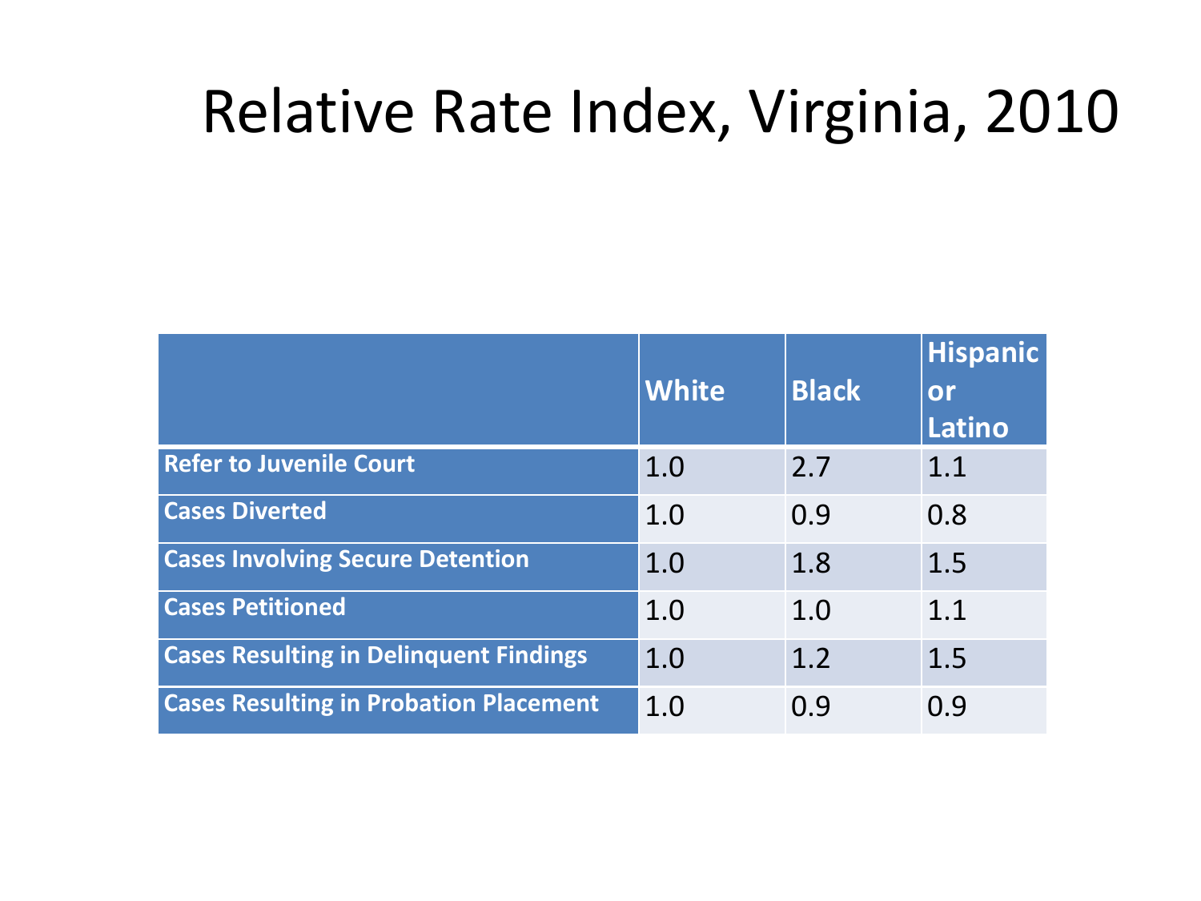# Relative Rate Index, Virginia, 2010

| | White | Black | Hispanic or Latino |
|---|---|---|---|
| **Refer to Juvenile Court** | 1.0 | 2.7 | 1.1 |
| **Cases Diverted** | 1.0 | 0.9 | 0.8 |
| **Cases Involving Secure Detention** | 1.0 | 1.8 | 1.5 |
| **Cases Petitioned** | 1.0 | 1.0 | 1.1 |
| **Cases Resulting in Delinquent Findings** | 1.0 | 1.2 | 1.5 |
| **Cases Resulting in Probation Placement** | 1.0 | 0.9 | 0.9 |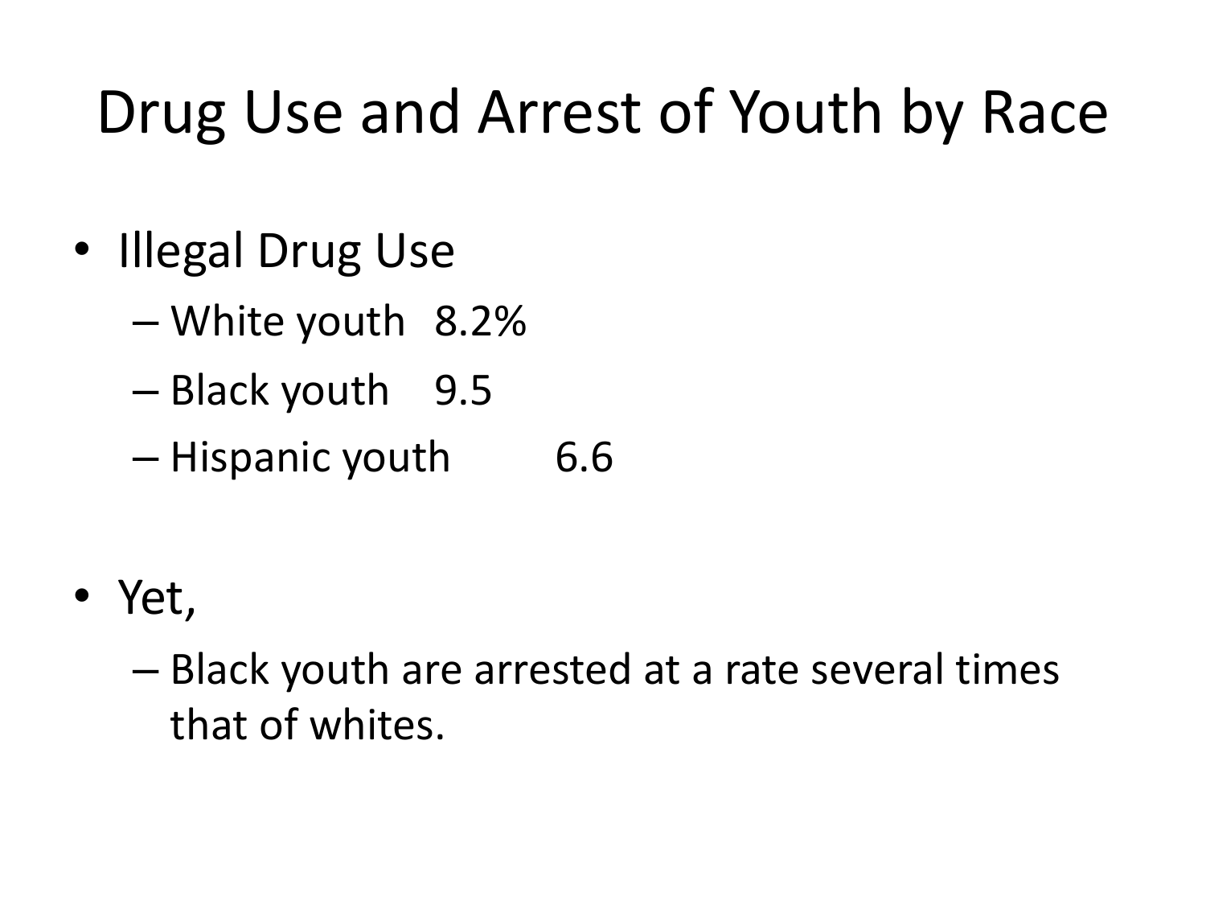# Drug Use and Arrest of Youth by Race

- Illegal Drug Use
  - White youth 8.2%
  - Black youth 9.5
  - Hispanic youth 6.6

- Yet,
  - Black youth are arrested at a rate several times that of whites.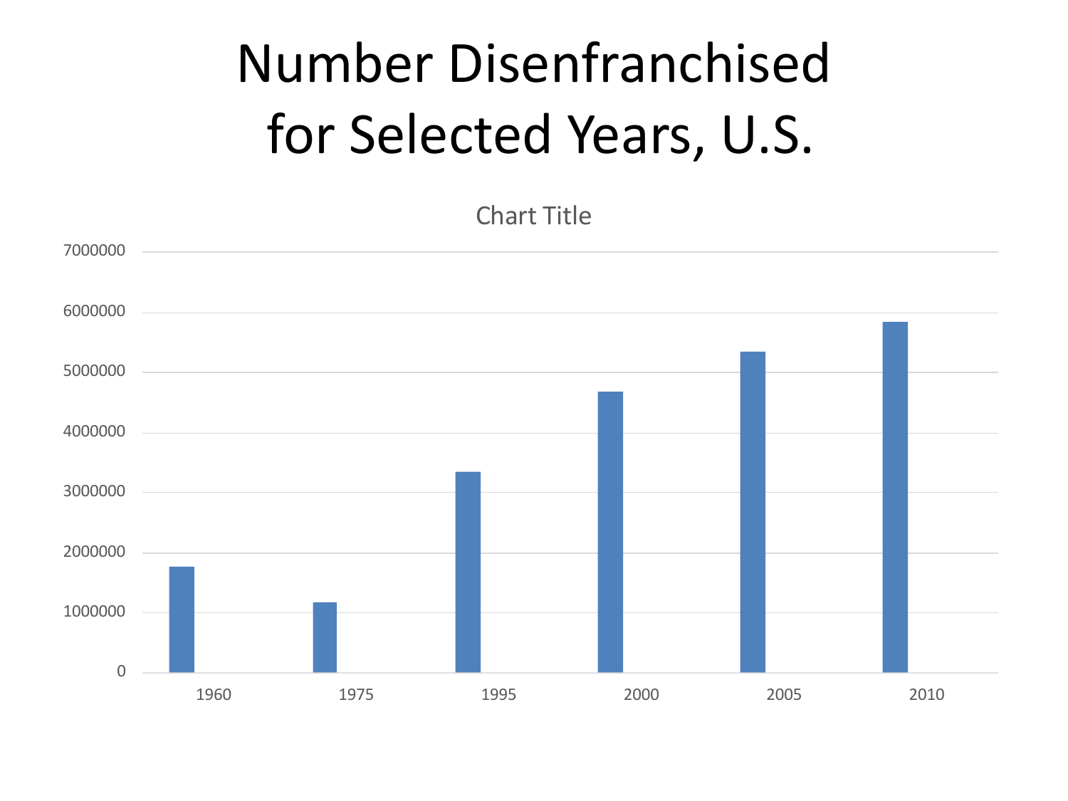# Number Disenfranchised for Selected Years, U.S.

Chart Title

7000000
6000000
5000000
4000000
3000000
2000000
1000000
0

1960 1975 1995 2000 2005 2010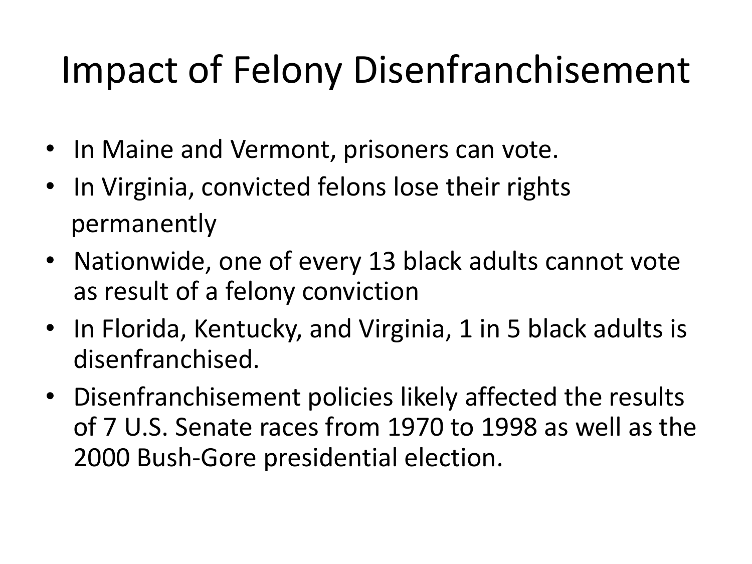# Impact of Felony Disenfranchisement

- In Maine and Vermont, prisoners can vote.
- In Virginia, convicted felons lose their rights permanently
- Nationwide, one of every 13 black adults cannot vote as result of a felony conviction
- In Florida, Kentucky, and Virginia, 1 in 5 black adults is disenfranchised.
- Disenfranchisement policies likely affected the results of 7 U.S. Senate races from 1970 to 1998 as well as the 2000 Bush-Gore presidential election.